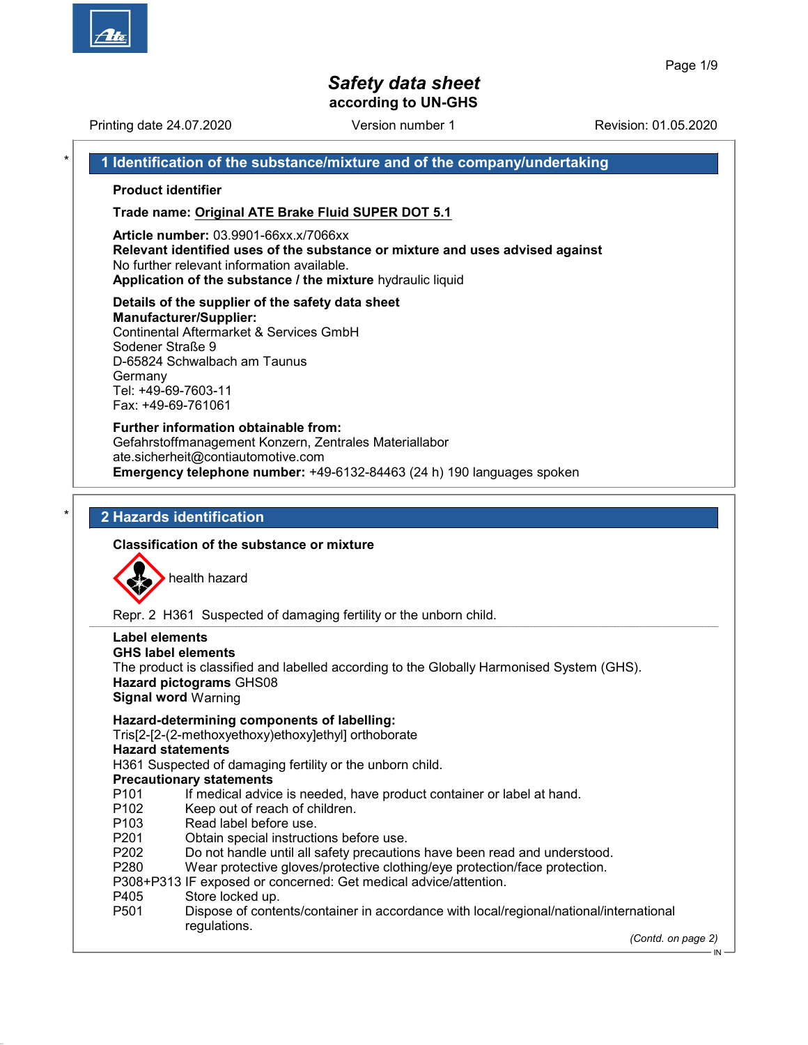# Safety data sheet
**according to UN-GHS**

Printing date 24.07.2020 Version number 1 Revision: 01.05.2020

## 1 Identification of the substance/mixture and of the company/undertaking

**Product identifier**

**Trade name: Original ATE Brake Fluid SUPER DOT 5.1**

**Article number:** 03.9901-66xx.x/7066xx
**Relevant identified uses of the substance or mixture and uses advised against**
No further relevant information available.
**Application of the substance / the mixture** hydraulic liquid

**Details of the supplier of the safety data sheet**
**Manufacturer/Supplier:**
Continental Aftermarket & Services GmbH
Sodener Straße 9
D-65824 Schwalbach am Taunus
Germany
Tel: +49-69-7603-11
Fax: +49-69-761061

**Further information obtainable from:**
Gefahrstoffmanagement Konzern, Zentrales Materiallabor
ate.sicherheit@contiautomotive.com
**Emergency telephone number:** +49-6132-84463 (24 h) 190 languages spoken

## 2 Hazards identification

**Classification of the substance or mixture**

health hazard

Repr. 2 H361 Suspected of damaging fertility or the unborn child.

**Label elements**
**GHS label elements**
The product is classified and labelled according to the Globally Harmonised System (GHS).
**Hazard pictograms** GHS08
**Signal word** Warning

**Hazard-determining components of labelling:**
Tris[2-[2-(2-methoxyethoxy)ethoxy]ethyl] orthoborate
**Hazard statements**
H361 Suspected of damaging fertility or the unborn child.
**Precautionary statements**
P101 If medical advice is needed, have product container or label at hand.
P102 Keep out of reach of children.
P103 Read label before use.
P201 Obtain special instructions before use.
P202 Do not handle until all safety precautions have been read and understood.
P280 Wear protective gloves/protective clothing/eye protection/face protection.
P308+P313 IF exposed or concerned: Get medical advice/attention.
P405 Store locked up.
P501 Dispose of contents/container in accordance with local/regional/national/international regulations.

*(Contd. on page 2)*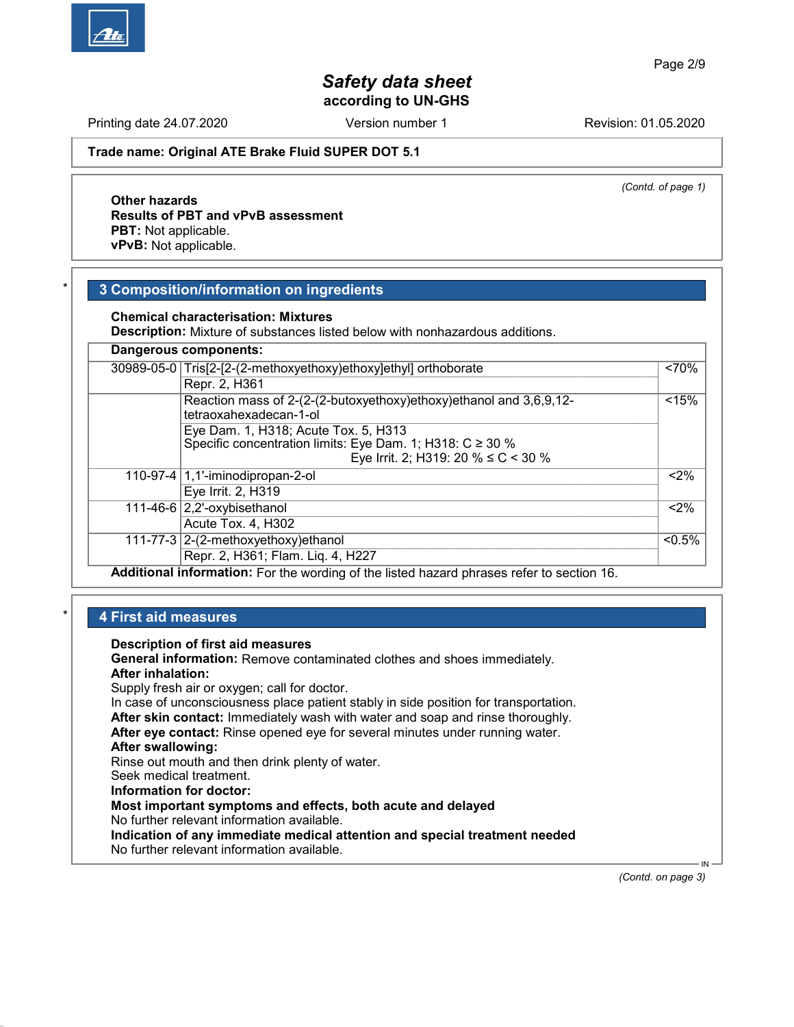*(Contd. of page 1)*

**Other hazards**
**Results of PBT and vPvB assessment**
**PBT:** Not applicable.
**vPvB:** Not applicable.

## 3 Composition/information on ingredients

**Chemical characterisation: Mixtures**
**Description:** Mixture of substances listed below with nonhazardous additions.

| Dangerous components: | | |
|---|---|---|
| 30989-05-0 | Tris[2-[2-(2-methoxyethoxy)ethoxy]ethyl] orthoborate | <70% |
| | Repr. 2, H361 | |
| | Reaction mass of 2-(2-(2-butoxyethoxy)ethoxy)ethanol and 3,6,9,12-tetraoxahexadecan-1-ol | <15% |
| | Eye Dam. 1, H318; Acute Tox. 5, H313<br>Specific concentration limits: Eye Dam. 1; H318: C ≥ 30 %<br>Eye Irrit. 2; H319: 20 % ≤ C < 30 % | |
| 110-97-4 | 1,1'-iminodipropan-2-ol | <2% |
| | Eye Irrit. 2, H319 | |
| 111-46-6 | 2,2'-oxybisethanol | <2% |
| | Acute Tox. 4, H302 | |
| 111-77-3 | 2-(2-methoxyethoxy)ethanol | <0.5% |
| | Repr. 2, H361; Flam. Liq. 4, H227 | |

**Additional information:** For the wording of the listed hazard phrases refer to section 16.

## 4 First aid measures

**Description of first aid measures**
**General information:** Remove contaminated clothes and shoes immediately.
**After inhalation:**
Supply fresh air or oxygen; call for doctor.
In case of unconsciousness place patient stably in side position for transportation.
**After skin contact:** Immediately wash with water and soap and rinse thoroughly.
**After eye contact:** Rinse opened eye for several minutes under running water.
**After swallowing:**
Rinse out mouth and then drink plenty of water.
Seek medical treatment.
**Information for doctor:**
**Most important symptoms and effects, both acute and delayed**
No further relevant information available.
**Indication of any immediate medical attention and special treatment needed**
No further relevant information available.

*(Contd. on page 3)*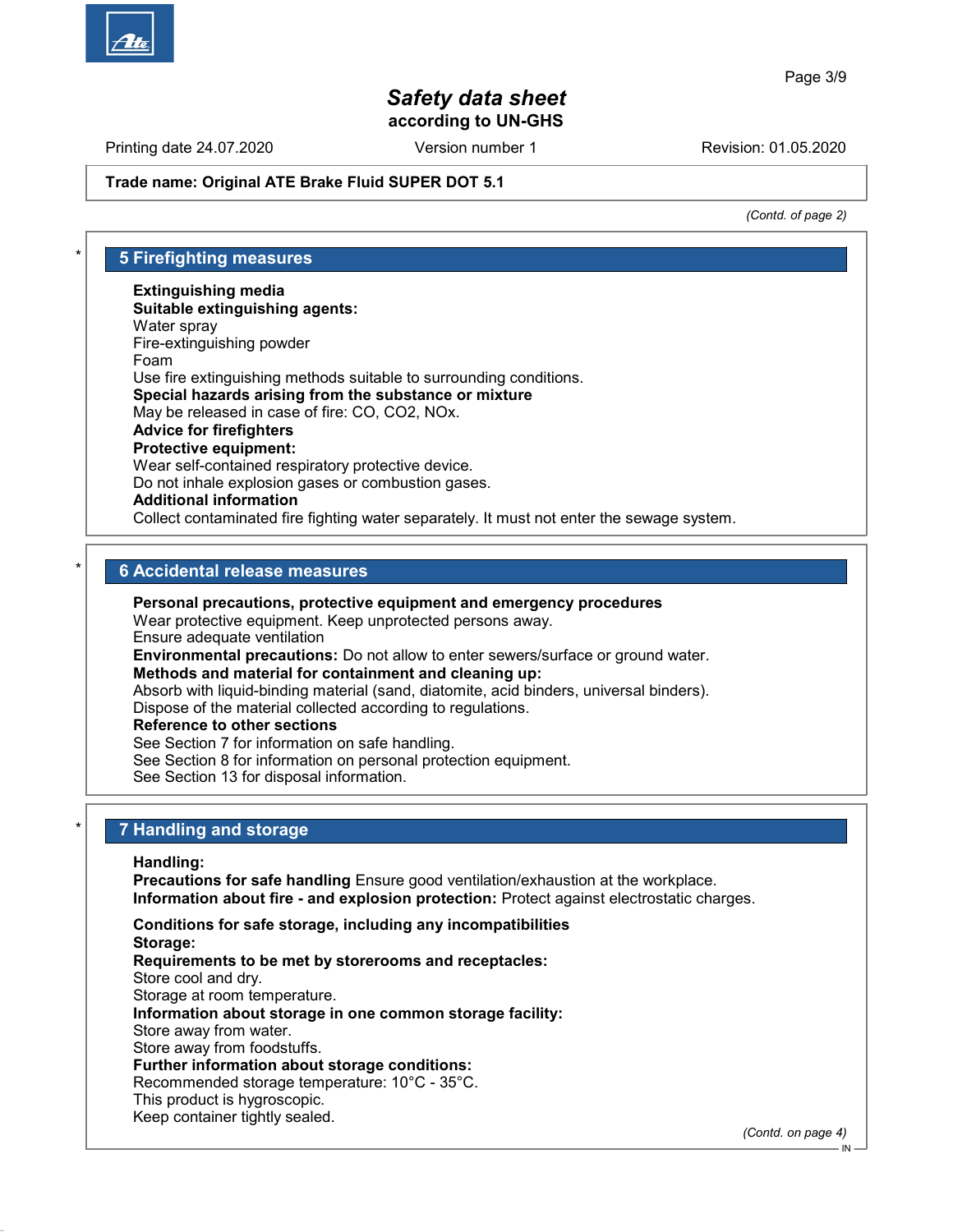# Safety data sheet

**according to UN-GHS**

Printing date 24.07.2020 Version number 1 Revision: 01.05.2020

**Trade name: Original ATE Brake Fluid SUPER DOT 5.1**

*(Contd. of page 2)*

## 5 Firefighting measures

**Extinguishing media**
**Suitable extinguishing agents:**
Water spray
Fire-extinguishing powder
Foam
Use fire extinguishing methods suitable to surrounding conditions.
**Special hazards arising from the substance or mixture**
May be released in case of fire: CO, $CO_2$, $NO_x$.
**Advice for firefighters**
**Protective equipment:**
Wear self-contained respiratory protective device.
Do not inhale explosion gases or combustion gases.
**Additional information**
Collect contaminated fire fighting water separately. It must not enter the sewage system.

## 6 Accidental release measures

**Personal precautions, protective equipment and emergency procedures**
Wear protective equipment. Keep unprotected persons away.
Ensure adequate ventilation
**Environmental precautions:** Do not allow to enter sewers/surface or ground water.
**Methods and material for containment and cleaning up:**
Absorb with liquid-binding material (sand, diatomite, acid binders, universal binders).
Dispose of the material collected according to regulations.
**Reference to other sections**
See Section 7 for information on safe handling.
See Section 8 for information on personal protection equipment.
See Section 13 for disposal information.

## 7 Handling and storage

**Handling:**
**Precautions for safe handling** Ensure good ventilation/exhaustion at the workplace.
**Information about fire - and explosion protection:** Protect against electrostatic charges.

**Conditions for safe storage, including any incompatibilities**
**Storage:**
**Requirements to be met by storerooms and receptacles:**
Store cool and dry.
Storage at room temperature.
**Information about storage in one common storage facility:**
Store away from water.
Store away from foodstuffs.
**Further information about storage conditions:**
Recommended storage temperature: 10°C - 35°C.
This product is hygroscopic.
Keep container tightly sealed.

*(Contd. on page 4)*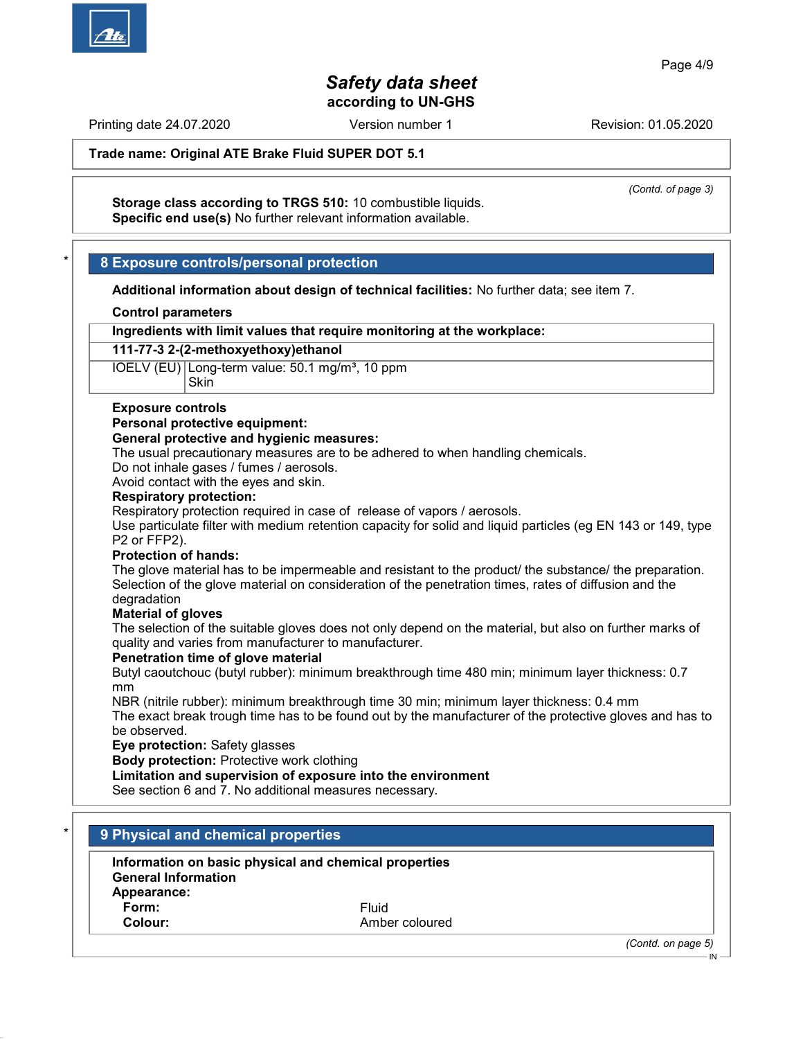*(Contd. of page 3)*

**Storage class according to TRGS 510:** 10 combustible liquids.
**Specific end use(s)** No further relevant information available.

## 8 Exposure controls/personal protection

**Additional information about design of technical facilities:** No further data; see item 7.

**Control parameters**

| **Ingredients with limit values that require monitoring at the workplace:** | |
|---|---|
| **111-77-3 2-(2-methoxyethoxy)ethanol** | |
| IOELV (EU) | Long-term value: 50.1 mg/m³, 10 ppm<br>Skin |

**Exposure controls**
**Personal protective equipment:**
**General protective and hygienic measures:**
The usual precautionary measures are to be adhered to when handling chemicals.
Do not inhale gases / fumes / aerosols.
Avoid contact with the eyes and skin.
**Respiratory protection:**
Respiratory protection required in case of release of vapors / aerosols.
Use particulate filter with medium retention capacity for solid and liquid particles (eg EN 143 or 149, type P2 or FFP2).
**Protection of hands:**
The glove material has to be impermeable and resistant to the product/ the substance/ the preparation.
Selection of the glove material on consideration of the penetration times, rates of diffusion and the degradation
**Material of gloves**
The selection of the suitable gloves does not only depend on the material, but also on further marks of quality and varies from manufacturer to manufacturer.
**Penetration time of glove material**
Butyl caoutchouc (butyl rubber): minimum breakthrough time 480 min; minimum layer thickness: 0.7 mm
NBR (nitrile rubber): minimum breakthrough time 30 min; minimum layer thickness: 0.4 mm
The exact break trough time has to be found out by the manufacturer of the protective gloves and has to be observed.
**Eye protection:** Safety glasses
**Body protection:** Protective work clothing
**Limitation and supervision of exposure into the environment**
See section 6 and 7. No additional measures necessary.

## 9 Physical and chemical properties

**Information on basic physical and chemical properties**
**General Information**
**Appearance:**

| | |
|---|---|
| **Form:** | Fluid |
| **Colour:** | Amber coloured |

*(Contd. on page 5)*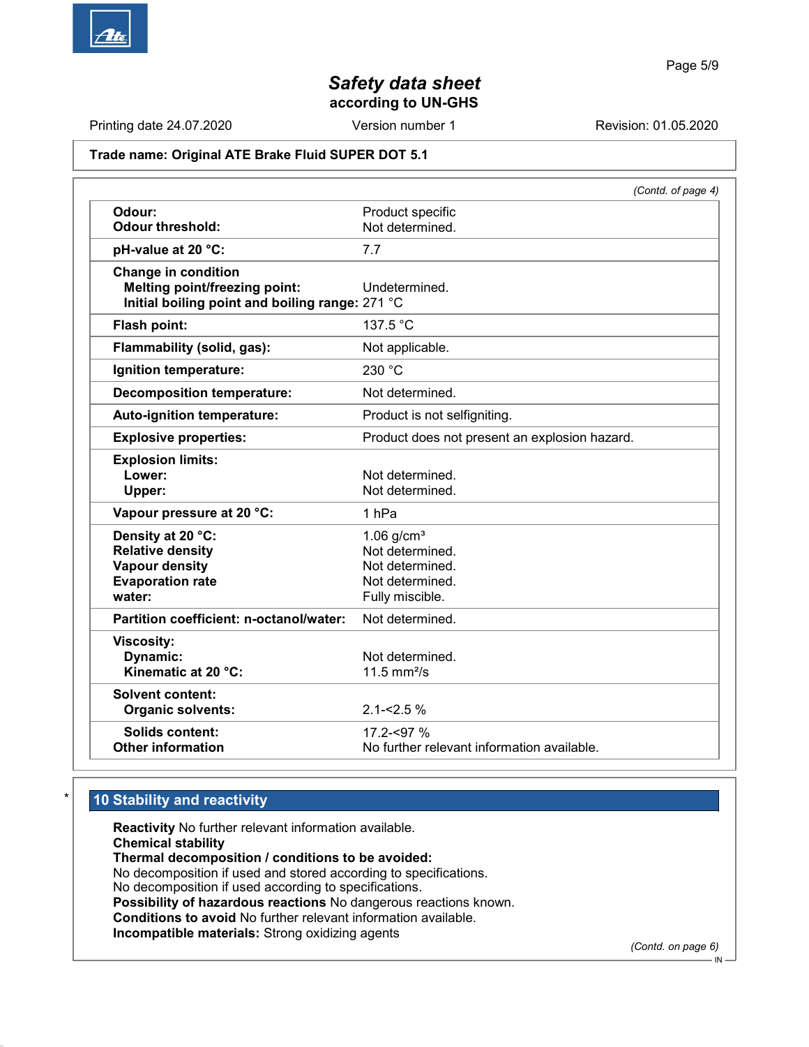**Trade name: Original ATE Brake Fluid SUPER DOT 5.1**

*(Contd. of page 4)*

| | |
|---|---|
| **Odour:** | Product specific |
| **Odour threshold:** | Not determined. |
| **pH-value at 20 °C:** | 7.7 |
| **Change in condition** | |
| **Melting point/freezing point:** | Undetermined. |
| **Initial boiling point and boiling range:** | 271 °C |
| **Flash point:** | 137.5 °C |
| **Flammability (solid, gas):** | Not applicable. |
| **Ignition temperature:** | 230 °C |
| **Decomposition temperature:** | Not determined. |
| **Auto-ignition temperature:** | Product is not selfigniting. |
| **Explosive properties:** | Product does not present an explosion hazard. |
| **Explosion limits:** | |
| **Lower:** | Not determined. |
| **Upper:** | Not determined. |
| **Vapour pressure at 20 °C:** | 1 hPa |
| **Density at 20 °C:** | 1.06 g/cm³ |
| **Relative density** | Not determined. |
| **Vapour density** | Not determined. |
| **Evaporation rate** | Not determined. |
| **water:** | Fully miscible. |
| **Partition coefficient: n-octanol/water:** | Not determined. |
| **Viscosity:** | |
| **Dynamic:** | Not determined. |
| **Kinematic at 20 °C:** | 11.5 mm²/s |
| **Solvent content:** | |
| **Organic solvents:** | 2.1-<2.5 % |
| **Solids content:** | 17.2-<97 % |
| **Other information** | No further relevant information available. |

## * 10 Stability and reactivity

**Reactivity** No further relevant information available.
**Chemical stability**
**Thermal decomposition / conditions to be avoided:**
No decomposition if used and stored according to specifications.
No decomposition if used according to specifications.
**Possibility of hazardous reactions** No dangerous reactions known.
**Conditions to avoid** No further relevant information available.
**Incompatible materials:** Strong oxidizing agents

*(Contd. on page 6)*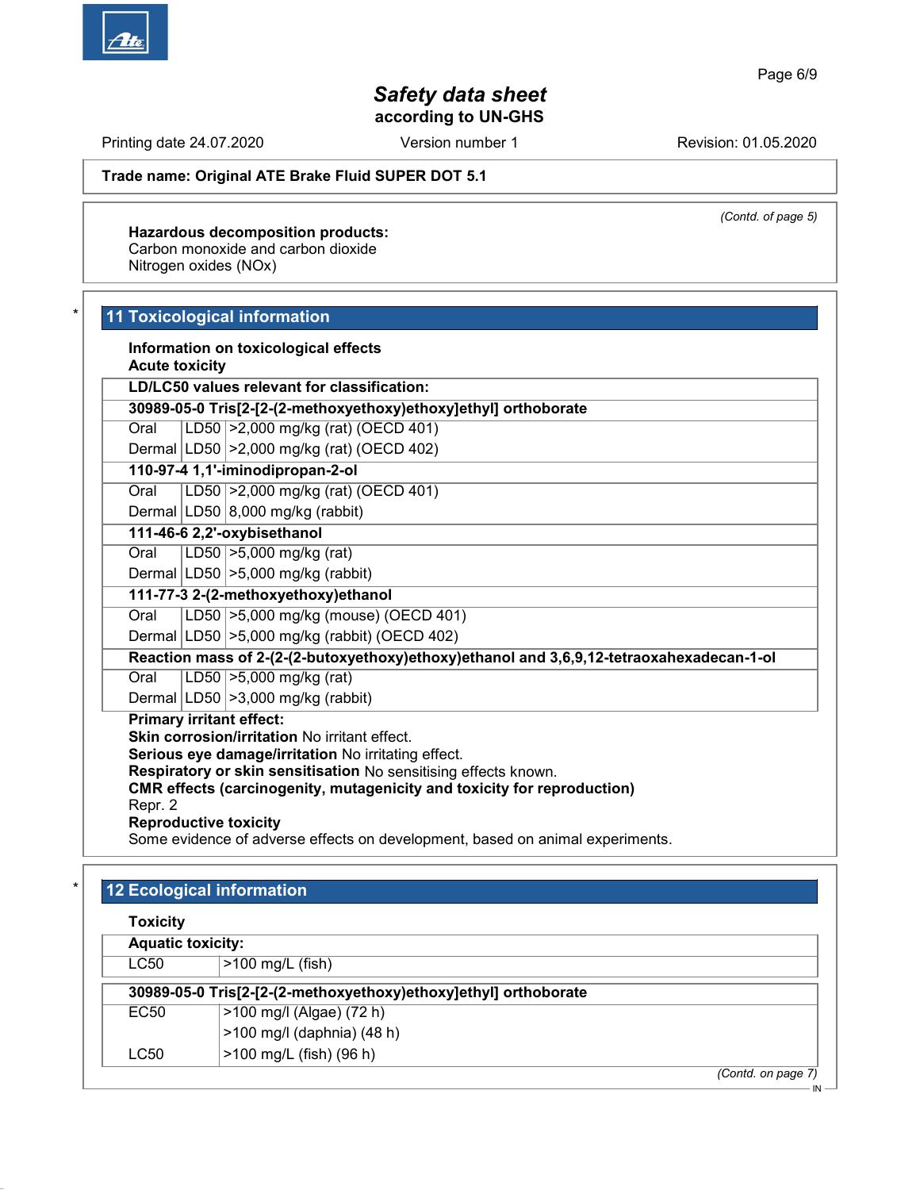(Contd. of page 5)

**Hazardous decomposition products:**
Carbon monoxide and carbon dioxide
Nitrogen oxides (NOx)

## 11 Toxicological information

**Information on toxicological effects**
**Acute toxicity**

| **LD/LC50 values relevant for classification:** | | |
|---|---|---|
| **30989-05-0 Tris[2-[2-(2-methoxyethoxy)ethoxy]ethyl] orthoborate** | | |
| Oral | LD50 | >2,000 mg/kg (rat) (OECD 401) |
| Dermal | LD50 | >2,000 mg/kg (rat) (OECD 402) |
| **110-97-4 1,1'-iminodipropan-2-ol** | | |
| Oral | LD50 | >2,000 mg/kg (rat) (OECD 401) |
| Dermal | LD50 | 8,000 mg/kg (rabbit) |
| **111-46-6 2,2'-oxybisethanol** | | |
| Oral | LD50 | >5,000 mg/kg (rat) |
| Dermal | LD50 | >5,000 mg/kg (rabbit) |
| **111-77-3 2-(2-methoxyethoxy)ethanol** | | |
| Oral | LD50 | >5,000 mg/kg (mouse) (OECD 401) |
| Dermal | LD50 | >5,000 mg/kg (rabbit) (OECD 402) |
| **Reaction mass of 2-(2-(2-butoxyethoxy)ethoxy)ethanol and 3,6,9,12-tetraoxahexadecan-1-ol** | | |
| Oral | LD50 | >5,000 mg/kg (rat) |
| Dermal | LD50 | >3,000 mg/kg (rabbit) |

**Primary irritant effect:**
**Skin corrosion/irritation** No irritant effect.
**Serious eye damage/irritation** No irritating effect.
**Respiratory or skin sensitisation** No sensitising effects known.
**CMR effects (carcinogenity, mutagenicity and toxicity for reproduction)**
Repr. 2
**Reproductive toxicity**
Some evidence of adverse effects on development, based on animal experiments.

## 12 Ecological information

**Toxicity**

| **Aquatic toxicity:** | |
|---|---|
| LC50 | >100 mg/L (fish) |

| **30989-05-0 Tris[2-[2-(2-methoxyethoxy)ethoxy]ethyl] orthoborate** | |
|---|---|
| EC50 | >100 mg/l (Algae) (72 h) |
| | >100 mg/l (daphnia) (48 h) |
| LC50 | >100 mg/L (fish) (96 h) |

(Contd. on page 7)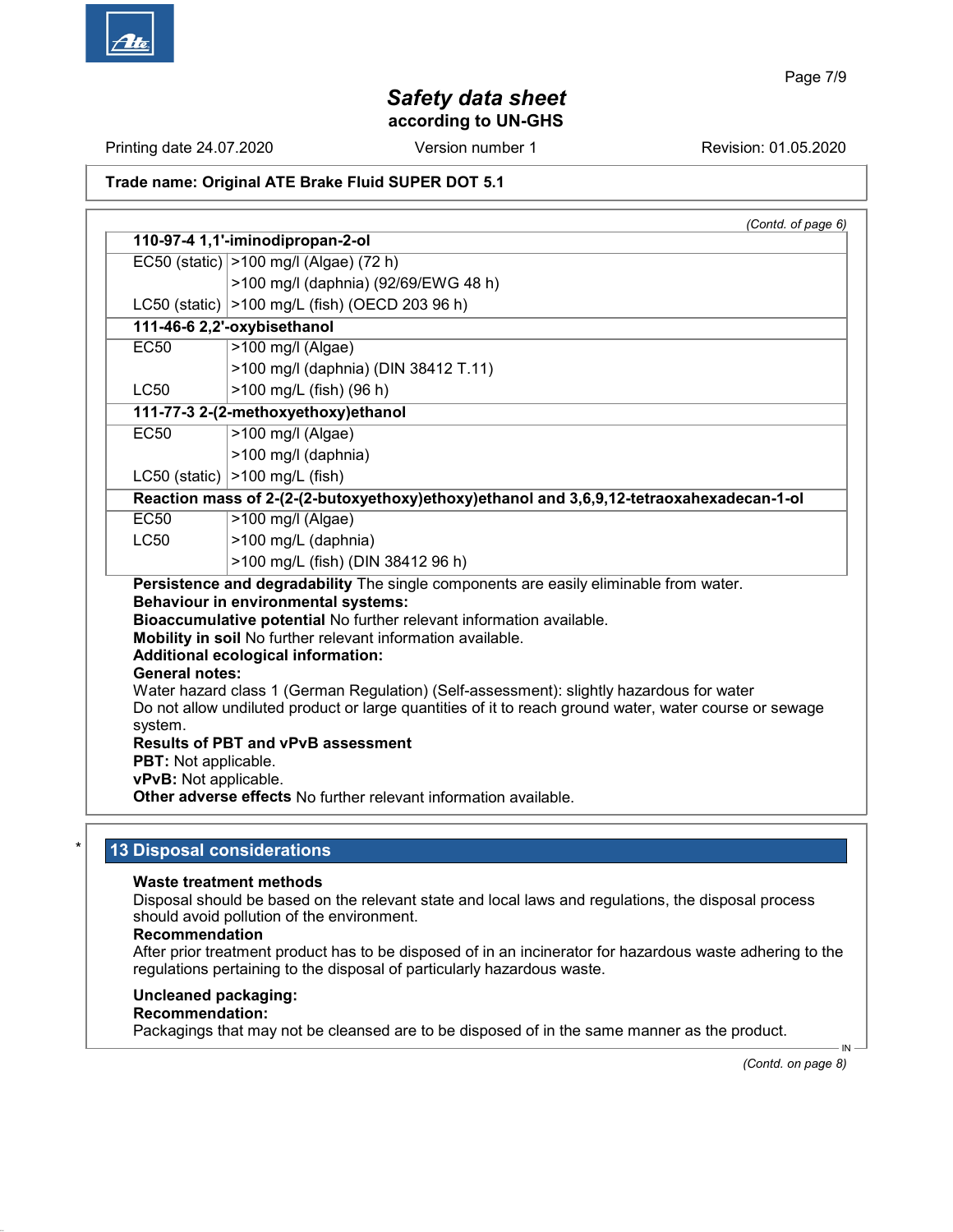*(Contd. of page 6)*

| **110-97-4 1,1'-iminodipropan-2-ol** | |
|---|---|
| EC50 (static) | >100 mg/l (Algae) (72 h) |
| | >100 mg/l (daphnia) (92/69/EWG 48 h) |
| LC50 (static) | >100 mg/L (fish) (OECD 203 96 h) |
| **111-46-6 2,2'-oxybisethanol** | |
| EC50 | >100 mg/l (Algae) |
| | >100 mg/l (daphnia) (DIN 38412 T.11) |
| LC50 | >100 mg/L (fish) (96 h) |
| **111-77-3 2-(2-methoxyethoxy)ethanol** | |
| EC50 | >100 mg/l (Algae) |
| | >100 mg/l (daphnia) |
| LC50 (static) | >100 mg/L (fish) |
| **Reaction mass of 2-(2-(2-butoxyethoxy)ethoxy)ethanol and 3,6,9,12-tetraoxahexadecan-1-ol** | |
| EC50 | >100 mg/l (Algae) |
| LC50 | >100 mg/L (daphnia) |
| | >100 mg/L (fish) (DIN 38412 96 h) |

**Persistence and degradability** The single components are easily eliminable from water.

**Behaviour in environmental systems:**

**Bioaccumulative potential** No further relevant information available.

**Mobility in soil** No further relevant information available.

**Additional ecological information:**

**General notes:**

Water hazard class 1 (German Regulation) (Self-assessment): slightly hazardous for water

Do not allow undiluted product or large quantities of it to reach ground water, water course or sewage system.

**Results of PBT and vPvB assessment**

**PBT:** Not applicable.

**vPvB:** Not applicable.

**Other adverse effects** No further relevant information available.

## 13 Disposal considerations

**Waste treatment methods**

Disposal should be based on the relevant state and local laws and regulations, the disposal process should avoid pollution of the environment.

**Recommendation**

After prior treatment product has to be disposed of in an incinerator for hazardous waste adhering to the regulations pertaining to the disposal of particularly hazardous waste.

**Uncleaned packaging:**

**Recommendation:**

Packagings that may not be cleansed are to be disposed of in the same manner as the product.

*(Contd. on page 8)*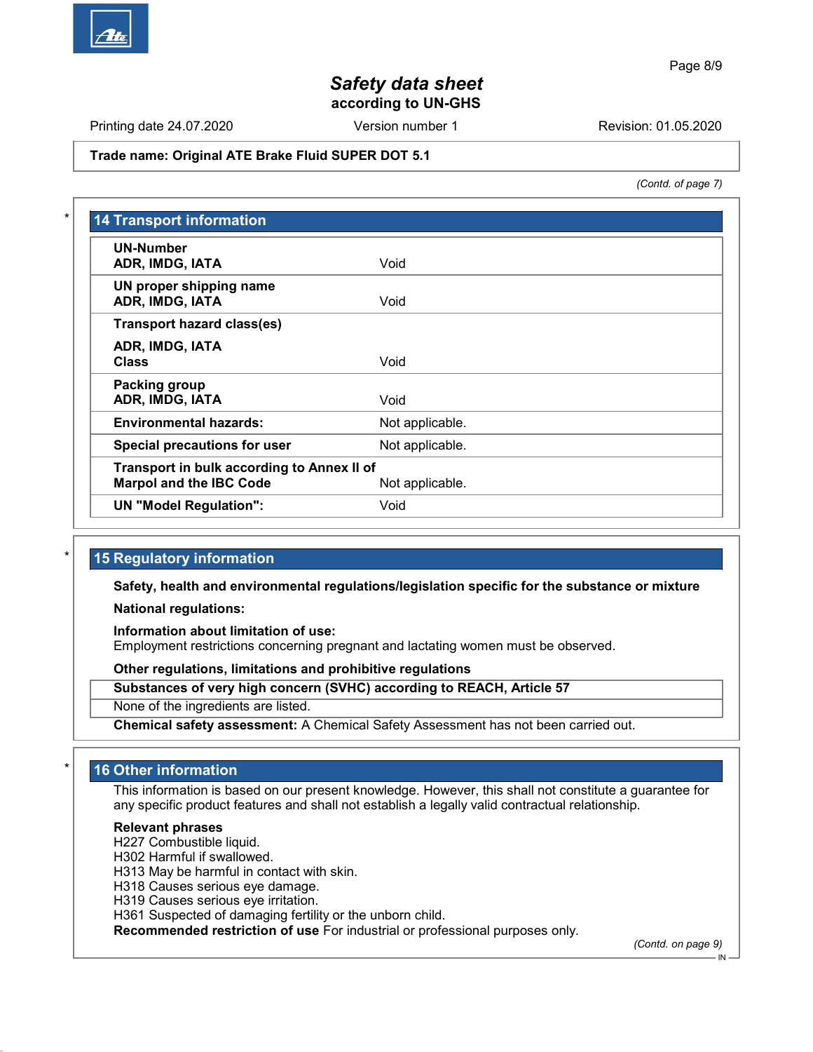*(Contd. of page 7)*

## 14 Transport information

| | |
|---|---|
| **UN-Number**<br>**ADR, IMDG, IATA** | Void |
| **UN proper shipping name**<br>**ADR, IMDG, IATA** | Void |
| **Transport hazard class(es)**<br>**ADR, IMDG, IATA**<br>**Class** | Void |
| **Packing group**<br>**ADR, IMDG, IATA** | Void |
| **Environmental hazards:** | Not applicable. |
| **Special precautions for user** | Not applicable. |
| **Transport in bulk according to Annex II of Marpol and the IBC Code** | Not applicable. |
| **UN "Model Regulation":** | Void |

## 15 Regulatory information

**Safety, health and environmental regulations/legislation specific for the substance or mixture**

**National regulations:**

**Information about limitation of use:**
Employment restrictions concerning pregnant and lactating women must be observed.

**Other regulations, limitations and prohibitive regulations**

| **Substances of very high concern (SVHC) according to REACH, Article 57** |
|---|
| None of the ingredients are listed. |

**Chemical safety assessment:** A Chemical Safety Assessment has not been carried out.

## 16 Other information

This information is based on our present knowledge. However, this shall not constitute a guarantee for any specific product features and shall not establish a legally valid contractual relationship.

**Relevant phrases**
H227 Combustible liquid.
H302 Harmful if swallowed.
H313 May be harmful in contact with skin.
H318 Causes serious eye damage.
H319 Causes serious eye irritation.
H361 Suspected of damaging fertility or the unborn child.
**Recommended restriction of use** For industrial or professional purposes only.

*(Contd. on page 9)*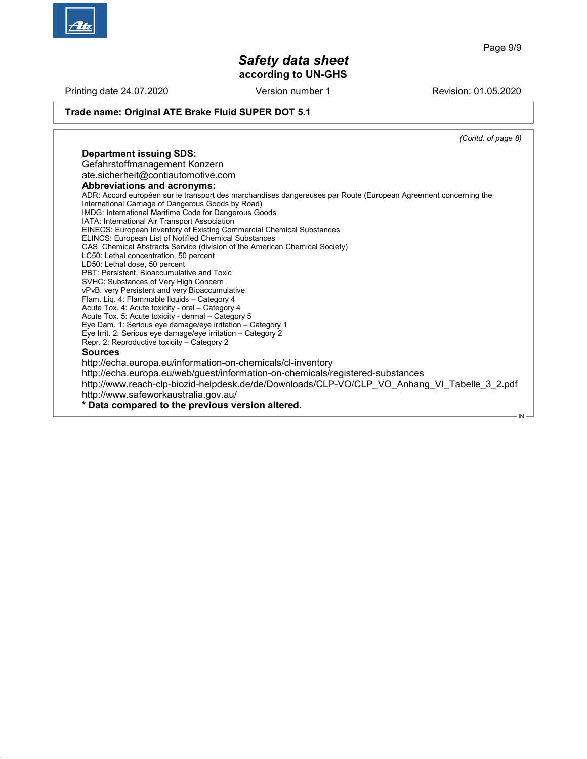*(Contd. of page 8)*

**Department issuing SDS:**
Gefahrstoffmanagement Konzern
ate.sicherheit@contiautomotive.com

**Abbreviations and acronyms:**
ADR: Accord européen sur le transport des marchandises dangereuses par Route (European Agreement concerning the International Carriage of Dangerous Goods by Road)
IMDG: International Maritime Code for Dangerous Goods
IATA: International Air Transport Association
EINECS: European Inventory of Existing Commercial Chemical Substances
ELINCS: European List of Notified Chemical Substances
CAS: Chemical Abstracts Service (division of the American Chemical Society)
LC50: Lethal concentration, 50 percent
LD50: Lethal dose, 50 percent
PBT: Persistent, Bioaccumulative and Toxic
SVHC: Substances of Very High Concern
vPvB: very Persistent and very Bioaccumulative
Flam. Liq. 4: Flammable liquids – Category 4
Acute Tox. 4: Acute toxicity - oral – Category 4
Acute Tox. 5: Acute toxicity - dermal – Category 5
Eye Dam. 1: Serious eye damage/eye irritation – Category 1
Eye Irrit. 2: Serious eye damage/eye irritation – Category 2
Repr. 2: Reproductive toxicity – Category 2

**Sources**
http://echa.europa.eu/information-on-chemicals/cl-inventory
http://echa.europa.eu/web/guest/information-on-chemicals/registered-substances
http://www.reach-clp-biozid-helpdesk.de/de/Downloads/CLP-VO/CLP_VO_Anhang_VI_Tabelle_3_2.pdf
http://www.safeworkaustralia.gov.au/

**\* Data compared to the previous version altered.**